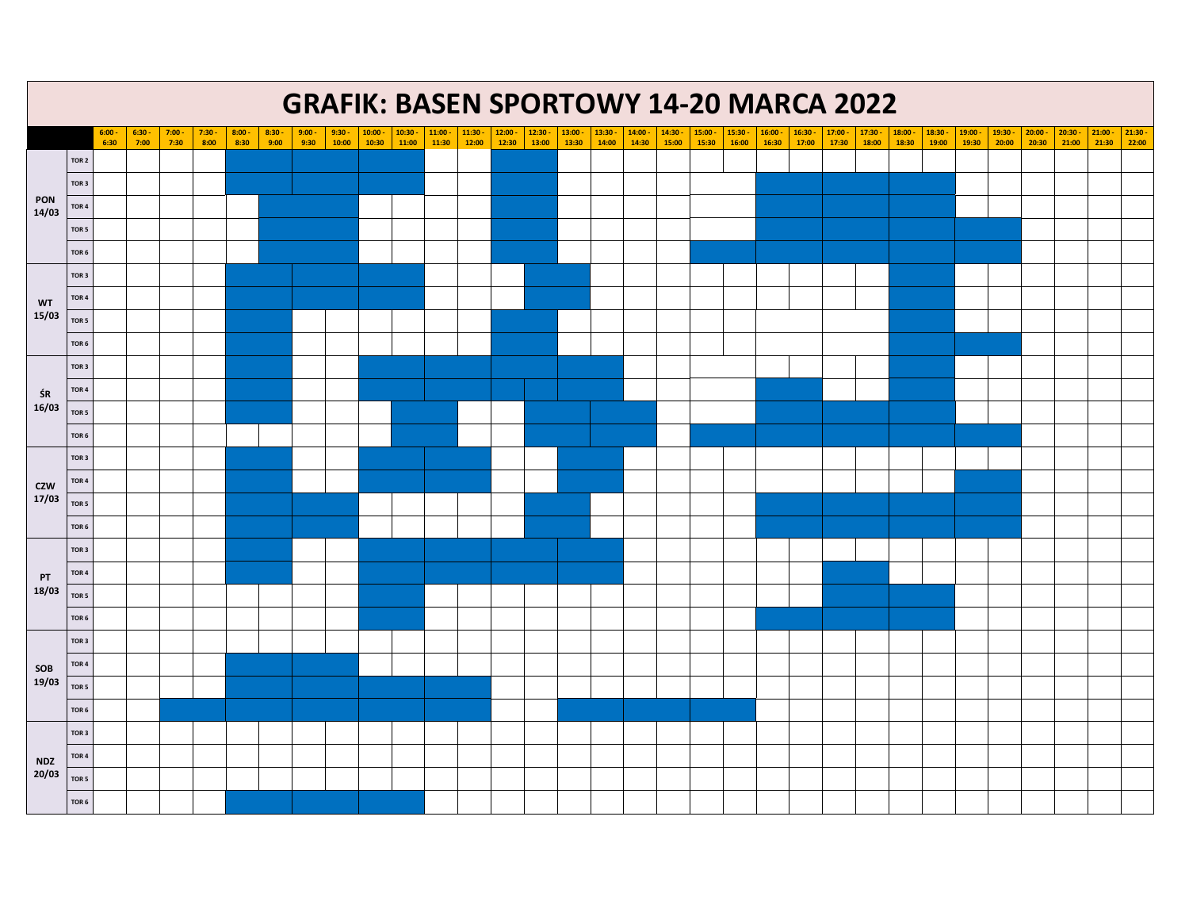# GRAFIK: BASEN SPORTOWY 14-20 MARCA 2022

| | | 6:00 - 6:30 | 6:30 - 7:00 | 7:00 - 7:30 | 7:30 - 8:00 | 8:00 - 8:30 | 8:30 - 9:00 | 9:00 - 9:30 | 9:30 - 10:00 | 10:00 - 10:30 | 10:30 - 11:00 | 11:00 - 11:30 | 11:30 - 12:00 | 12:00 - 12:30 | 12:30 - 13:00 | 13:00 - 13:30 | 13:30 - 14:00 | 14:00 - 14:30 | 14:30 - 15:00 | 15:00 - 15:30 | 15:30 - 16:00 | 16:00 - 16:30 | 16:30 - 17:00 | 17:00 - 17:30 | 17:30 - 18:00 | 18:00 - 18:30 | 18:30 - 19:00 | 19:00 - 19:30 | 19:30 - 20:00 | 20:00 - 20:30 | 20:30 - 21:00 | 21:00 - 21:30 | 21:30 - 22:00 |
|---|---|---|---|---|---|---|---|---|---|---|---|---|---|---|---|---|---|---|---|---|---|---|---|---|---|---|---|---|---|---|---|---|---|
| PON 14/03 | TOR 2 | | | | | | | | | | | | | | | | | | | | | | | | | | | | | | | | |
| | TOR 3 | | | | | | | | | | | | | | | | | | | | | | | | | | | | | | | | |
| | TOR 4 | | | | | | | | | | | | | | | | | | | | | | | | | | | | | | | | |
| | TOR 5 | | | | | | | | | | | | | | | | | | | | | | | | | | | | | | | | |
| | TOR 6 | | | | | | | | | | | | | | | | | | | | | | | | | | | | | | | | |
| WT 15/03 | TOR 3 | | | | | | | | | | | | | | | | | | | | | | | | | | | | | | | | |
| | TOR 4 | | | | | | | | | | | | | | | | | | | | | | | | | | | | | | | | |
| | TOR 5 | | | | | | | | | | | | | | | | | | | | | | | | | | | | | | | | |
| | TOR 6 | | | | | | | | | | | | | | | | | | | | | | | | | | | | | | | | |
| ŚR 16/03 | TOR 3 | | | | | | | | | | | | | | | | | | | | | | | | | | | | | | | | |
| | TOR 4 | | | | | | | | | | | | | | | | | | | | | | | | | | | | | | | | |
| | TOR 5 | | | | | | | | | | | | | | | | | | | | | | | | | | | | | | | | |
| | TOR 6 | | | | | | | | | | | | | | | | | | | | | | | | | | | | | | | | |
| CZW 17/03 | TOR 3 | | | | | | | | | | | | | | | | | | | | | | | | | | | | | | | | |
| | TOR 4 | | | | | | | | | | | | | | | | | | | | | | | | | | | | | | | | |
| | TOR 5 | | | | | | | | | | | | | | | | | | | | | | | | | | | | | | | | |
| | TOR 6 | | | | | | | | | | | | | | | | | | | | | | | | | | | | | | | | |
| PT 18/03 | TOR 3 | | | | | | | | | | | | | | | | | | | | | | | | | | | | | | | | |
| | TOR 4 | | | | | | | | | | | | | | | | | | | | | | | | | | | | | | | | |
| | TOR 5 | | | | | | | | | | | | | | | | | | | | | | | | | | | | | | | | |
| | TOR 6 | | | | | | | | | | | | | | | | | | | | | | | | | | | | | | | | |
| SOB 19/03 | TOR 3 | | | | | | | | | | | | | | | | | | | | | | | | | | | | | | | | |
| | TOR 4 | | | | | | | | | | | | | | | | | | | | | | | | | | | | | | | | |
| | TOR 5 | | | | | | | | | | | | | | | | | | | | | | | | | | | | | | | | |
| | TOR 6 | | | | | | | | | | | | | | | | | | | | | | | | | | | | | | | | |
| NDZ 20/03 | TOR 3 | | | | | | | | | | | | | | | | | | | | | | | | | | | | | | | | |
| | TOR 4 | | | | | | | | | | | | | | | | | | | | | | | | | | | | | | | | |
| | TOR 5 | | | | | | | | | | | | | | | | | | | | | | | | | | | | | | | | |
| | TOR 6 | | | | | | | | | | | | | | | | | | | | | | | | | | | | | | | | |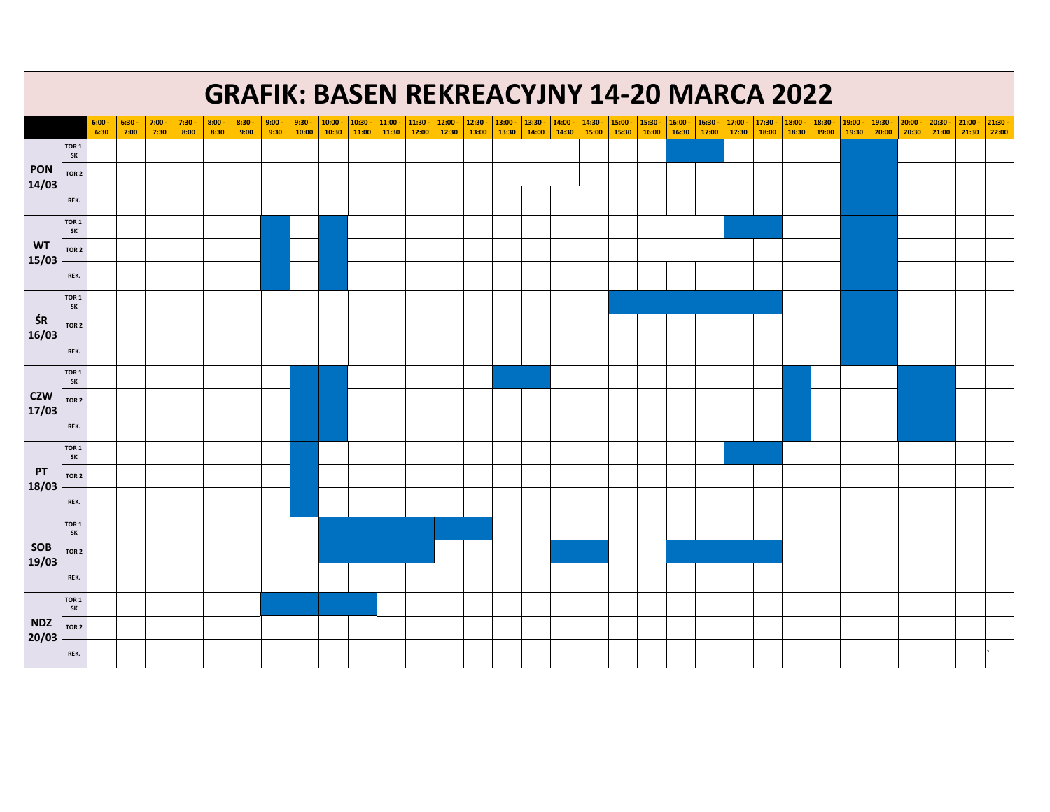# GRAFIK: BASEN REKREACYJNY 14-20 MARCA 2022

| | | 6:00 - 6:30 | 6:30 - 7:00 | 7:00 - 7:30 | 7:30 - 8:00 | 8:00 - 8:30 | 8:30 - 9:00 | 9:00 - 9:30 | 9:30 - 10:00 | 10:00 - 10:30 | 10:30 - 11:00 | 11:00 - 11:30 | 11:30 - 12:00 | 12:00 - 12:30 | 12:30 - 13:00 | 13:00 - 13:30 | 13:30 - 14:00 | 14:00 - 14:30 | 14:30 - 15:00 | 15:00 - 15:30 | 15:30 - 16:00 | 16:00 - 16:30 | 16:30 - 17:00 | 17:00 - 17:30 | 17:30 - 18:00 | 18:00 - 18:30 | 18:30 - 19:00 | 19:00 - 19:30 | 19:30 - 20:00 | 20:00 - 20:30 | 20:30 - 21:00 | 21:00 - 21:30 | 21:30 - 22:00 |
|---|---|---|---|---|---|---|---|---|---|---|---|---|---|---|---|---|---|---|---|---|---|---|---|---|---|---|---|---|---|---|---|---|---|
| PON 14/03 | TOR 1 SK | | | | | | | | | | | | | | | | | | | | | | | | | | | | | | | | |
| | TOR 2 | | | | | | | | | | | | | | | | | | | | | | | | | | | | | | | | |
| | REK. | | | | | | | | | | | | | | | | | | | | | | | | | | | | | | | | |
| WT 15/03 | TOR 1 SK | | | | | | | | | | | | | | | | | | | | | | | | | | | | | | | | |
| | TOR 2 | | | | | | | | | | | | | | | | | | | | | | | | | | | | | | | | |
| | REK. | | | | | | | | | | | | | | | | | | | | | | | | | | | | | | | | |
| ŚR 16/03 | TOR 1 SK | | | | | | | | | | | | | | | | | | | | | | | | | | | | | | | | |
| | TOR 2 | | | | | | | | | | | | | | | | | | | | | | | | | | | | | | | | |
| | REK. | | | | | | | | | | | | | | | | | | | | | | | | | | | | | | | | |
| CZW 17/03 | TOR 1 SK | | | | | | | | | | | | | | | | | | | | | | | | | | | | | | | | |
| | TOR 2 | | | | | | | | | | | | | | | | | | | | | | | | | | | | | | | | |
| | REK. | | | | | | | | | | | | | | | | | | | | | | | | | | | | | | | | |
| PT 18/03 | TOR 1 SK | | | | | | | | | | | | | | | | | | | | | | | | | | | | | | | | |
| | TOR 2 | | | | | | | | | | | | | | | | | | | | | | | | | | | | | | | | |
| | REK. | | | | | | | | | | | | | | | | | | | | | | | | | | | | | | | | |
| SOB 19/03 | TOR 1 SK | | | | | | | | | | | | | | | | | | | | | | | | | | | | | | | | |
| | TOR 2 | | | | | | | | | | | | | | | | | | | | | | | | | | | | | | | | |
| | REK. | | | | | | | | | | | | | | | | | | | | | | | | | | | | | | | | |
| NDZ 20/03 | TOR 1 SK | | | | | | | | | | | | | | | | | | | | | | | | | | | | | | | | |
| | TOR 2 | | | | | | | | | | | | | | | | | | | | | | | | | | | | | | | | |
| | REK. | | | | | | | | | | | | | | | | | | | | | | | | | | | | | | | | ` |